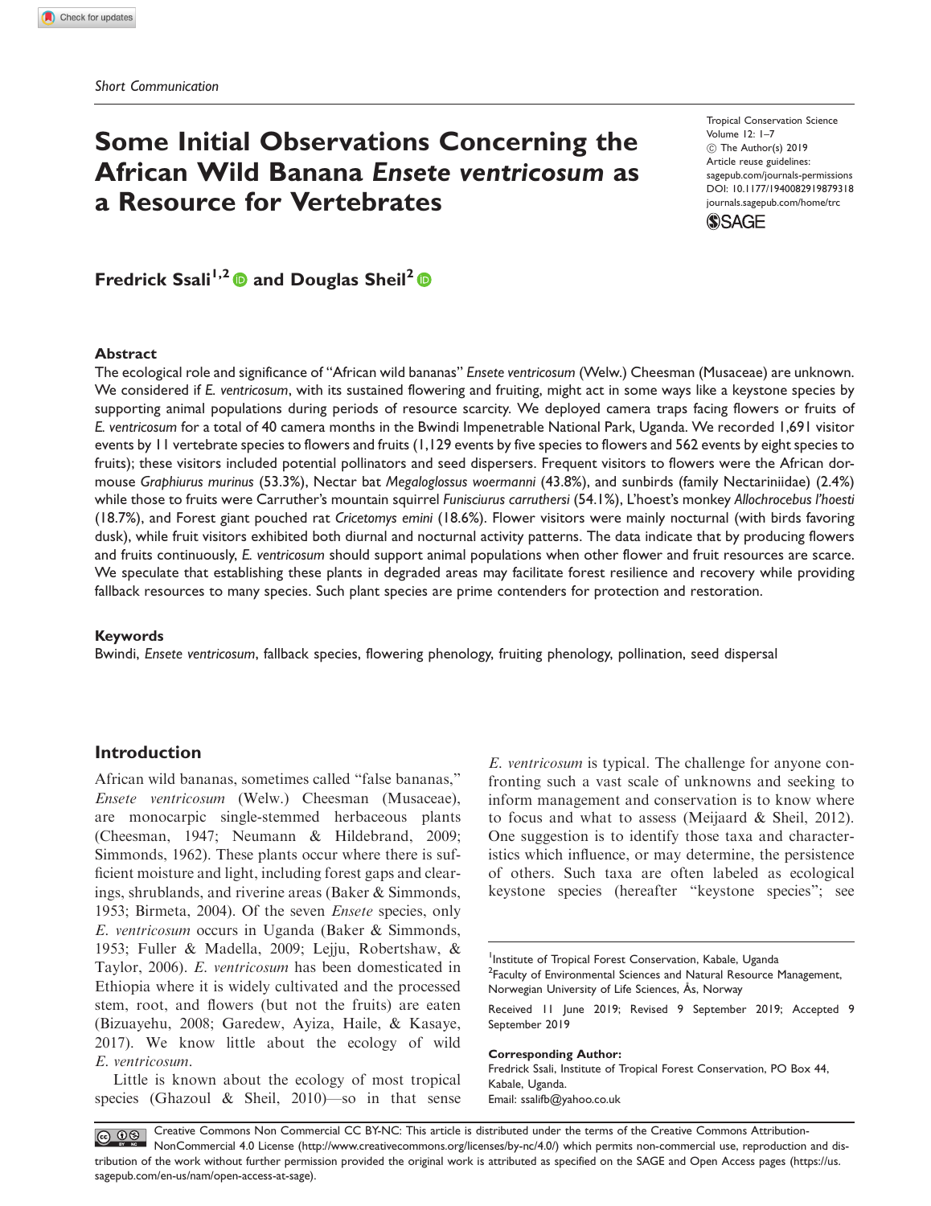Short Communication

# Some Initial Observations Concerning the African Wild Banana *Ensete ventricosum* as a Resource for Vertebrates

**Fredrick Ssali[1,2] and Douglas Sheil[2]**

## Abstract

The ecological role and significance of "African wild bananas" *Ensete ventricosum* (Welw.) Cheesman (Musaceae) are unknown. We considered if *E. ventricosum*, with its sustained flowering and fruiting, might act in some ways like a keystone species by supporting animal populations during periods of resource scarcity. We deployed camera traps facing flowers or fruits of *E. ventricosum* for a total of 40 camera months in the Bwindi Impenetrable National Park, Uganda. We recorded 1,691 visitor events by 11 vertebrate species to flowers and fruits (1,129 events by five species to flowers and 562 events by eight species to fruits); these visitors included potential pollinators and seed dispersers. Frequent visitors to flowers were the African dormouse *Graphiurus murinus* (53.3%), Nectar bat *Megaloglossus woermanni* (43.8%), and sunbirds (family Nectariniidae) (2.4%) while those to fruits were Carruther's mountain squirrel *Funisciurus carruthersi* (54.1%), L'hoest's monkey *Allochrocebus l'hoesti* (18.7%), and Forest giant pouched rat *Cricetomys emini* (18.6%). Flower visitors were mainly nocturnal (with birds favoring dusk), while fruit visitors exhibited both diurnal and nocturnal activity patterns. The data indicate that by producing flowers and fruits continuously, *E. ventricosum* should support animal populations when other flower and fruit resources are scarce. We speculate that establishing these plants in degraded areas may facilitate forest resilience and recovery while providing fallback resources to many species. Such plant species are prime contenders for protection and restoration.

## Keywords

Bwindi, *Ensete ventricosum*, fallback species, flowering phenology, fruiting phenology, pollination, seed dispersal

## Introduction

African wild bananas, sometimes called "false bananas," *Ensete ventricosum* (Welw.) Cheesman (Musaceae), are monocarpic single-stemmed herbaceous plants (Cheesman, 1947; Neumann & Hildebrand, 2009; Simmonds, 1962). These plants occur where there is sufficient moisture and light, including forest gaps and clearings, shrublands, and riverine areas (Baker & Simmonds, 1953; Birmeta, 2004). Of the seven *Ensete* species, only *E. ventricosum* occurs in Uganda (Baker & Simmonds, 1953; Fuller & Madella, 2009; Lejju, Robertshaw, & Taylor, 2006). *E. ventricosum* has been domesticated in Ethiopia where it is widely cultivated and the processed stem, root, and flowers (but not the fruits) are eaten (Bizuayehu, 2008; Garedew, Ayiza, Haile, & Kasaye, 2017). We know little about the ecology of wild *E. ventricosum*.

Little is known about the ecology of most tropical species (Ghazoul & Sheil, 2010)—so in that sense *E. ventricosum* is typical. The challenge for anyone confronting such a vast scale of unknowns and seeking to inform management and conservation is to know where to focus and what to assess (Meijaard & Sheil, 2012). One suggestion is to identify those taxa and characteristics which influence, or may determine, the persistence of others. Such taxa are often labeled as ecological keystone species (hereafter "keystone species"; see

[1]Institute of Tropical Forest Conservation, Kabale, Uganda
[2]Faculty of Environmental Sciences and Natural Resource Management, Norwegian University of Life Sciences, Ås, Norway

Received 11 June 2019; Revised 9 September 2019; Accepted 9 September 2019

**Corresponding Author:**
Fredrick Ssali, Institute of Tropical Forest Conservation, PO Box 44, Kabale, Uganda.
Email: ssalifb@yahoo.co.uk

Creative Commons Non Commercial CC BY-NC: This article is distributed under the terms of the Creative Commons Attribution-NonCommercial 4.0 License (http://www.creativecommons.org/licenses/by-nc/4.0/) which permits non-commercial use, reproduction and distribution of the work without further permission provided the original work is attributed as specified on the SAGE and Open Access pages (https://us.sagepub.com/en-us/nam/open-access-at-sage).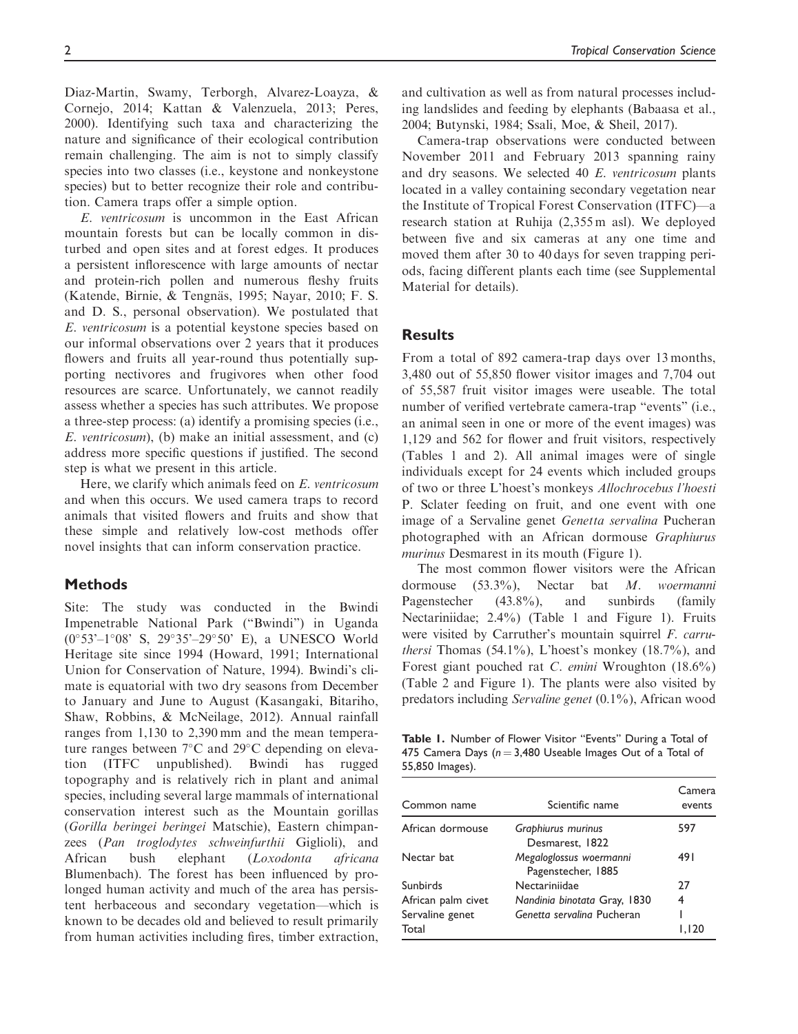Diaz-Martin, Swamy, Terborgh, Alvarez-Loayza, & Cornejo, 2014; Kattan & Valenzuela, 2013; Peres, 2000). Identifying such taxa and characterizing the nature and significance of their ecological contribution remain challenging. The aim is not to simply classify species into two classes (i.e., keystone and nonkeystone species) but to better recognize their role and contribution. Camera traps offer a simple option.

*E. ventricosum* is uncommon in the East African mountain forests but can be locally common in disturbed and open sites and at forest edges. It produces a persistent inflorescence with large amounts of nectar and protein-rich pollen and numerous fleshy fruits (Katende, Birnie, & Tengnäs, 1995; Nayar, 2010; F. S. and D. S., personal observation). We postulated that *E. ventricosum* is a potential keystone species based on our informal observations over 2 years that it produces flowers and fruits all year-round thus potentially supporting nectivores and frugivores when other food resources are scarce. Unfortunately, we cannot readily assess whether a species has such attributes. We propose a three-step process: (a) identify a promising species (i.e., *E. ventricosum*), (b) make an initial assessment, and (c) address more specific questions if justified. The second step is what we present in this article.

Here, we clarify which animals feed on *E. ventricosum* and when this occurs. We used camera traps to record animals that visited flowers and fruits and show that these simple and relatively low-cost methods offer novel insights that can inform conservation practice.

## Methods

Site: The study was conducted in the Bwindi Impenetrable National Park ("Bwindi") in Uganda (0°53'–1°08' S, 29°35'–29°50' E), a UNESCO World Heritage site since 1994 (Howard, 1991; International Union for Conservation of Nature, 1994). Bwindi's climate is equatorial with two dry seasons from December to January and June to August (Kasangaki, Bitariho, Shaw, Robbins, & McNeilage, 2012). Annual rainfall ranges from 1,130 to 2,390 mm and the mean temperature ranges between 7°C and 29°C depending on elevation (ITFC unpublished). Bwindi has rugged topography and is relatively rich in plant and animal species, including several large mammals of international conservation interest such as the Mountain gorillas (*Gorilla beringei beringei* Matschie), Eastern chimpanzees (*Pan troglodytes schweinfurthii* Giglioli), and African bush elephant (*Loxodonta africana* Blumenbach). The forest has been influenced by prolonged human activity and much of the area has persistent herbaceous and secondary vegetation—which is known to be decades old and believed to result primarily from human activities including fires, timber extraction, and cultivation as well as from natural processes including landslides and feeding by elephants (Babaasa et al., 2004; Butynski, 1984; Ssali, Moe, & Sheil, 2017).

Camera-trap observations were conducted between November 2011 and February 2013 spanning rainy and dry seasons. We selected 40 *E. ventricosum* plants located in a valley containing secondary vegetation near the Institute of Tropical Forest Conservation (ITFC)—a research station at Ruhija (2,355 m asl). We deployed between five and six cameras at any one time and moved them after 30 to 40 days for seven trapping periods, facing different plants each time (see Supplemental Material for details).

## Results

From a total of 892 camera-trap days over 13 months, 3,480 out of 55,850 flower visitor images and 7,704 out of 55,587 fruit visitor images were useable. The total number of verified vertebrate camera-trap "events" (i.e., an animal seen in one or more of the event images) was 1,129 and 562 for flower and fruit visitors, respectively (Tables 1 and 2). All animal images were of single individuals except for 24 events which included groups of two or three L'hoest's monkeys *Allochrocebus l'hoesti* P. Sclater feeding on fruit, and one event with one image of a Servaline genet *Genetta servalina* Pucheran photographed with an African dormouse *Graphiurus murinus* Desmarest in its mouth (Figure 1).

The most common flower visitors were the African dormouse (53.3%), Nectar bat *M. woermanni* Pagenstecher (43.8%), and sunbirds (family Nectariniidae; 2.4%) (Table 1 and Figure 1). Fruits were visited by Carruther's mountain squirrel *F. carruthersi* Thomas (54.1%), L'hoest's monkey (18.7%), and Forest giant pouched rat *C. emini* Wroughton (18.6%) (Table 2 and Figure 1). The plants were also visited by predators including *Servaline genet* (0.1%), African wood

**Table 1.** Number of Flower Visitor "Events" During a Total of 475 Camera Days ($n = 3,480$ Useable Images Out of a Total of 55,850 Images).

| Common name | Scientific name | Camera events |
|---|---|---|
| African dormouse | *Graphiurus murinus* Desmarest, 1822 | 597 |
| Nectar bat | *Megaloglossus woermanni* Pagenstecher, 1885 | 491 |
| Sunbirds | Nectariniidae | 27 |
| African palm civet | *Nandinia binotata* Gray, 1830 | 4 |
| Servaline genet | *Genetta servalina* Pucheran | 1 |
| Total | | 1,120 |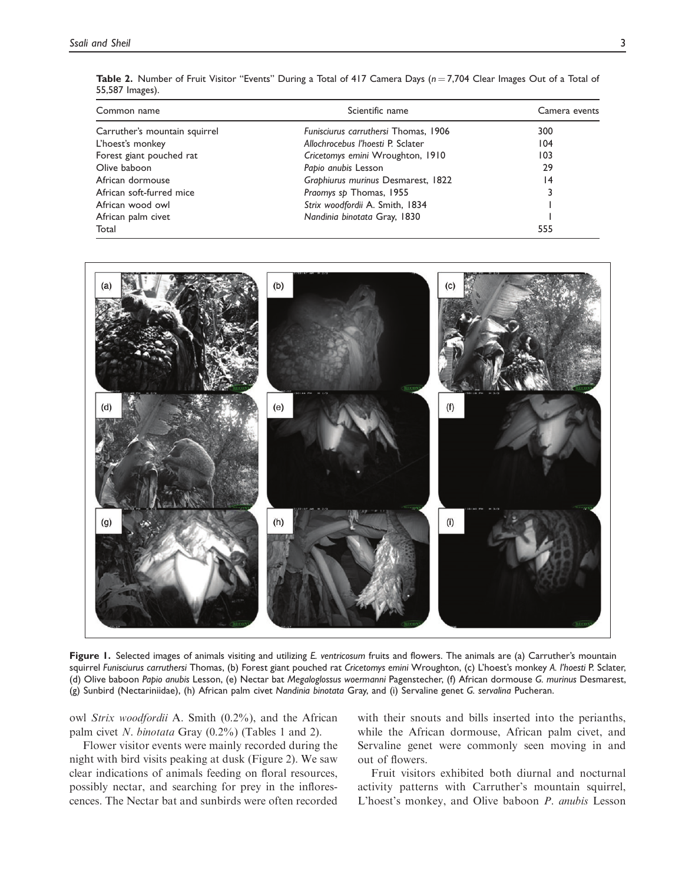**Table 2.** Number of Fruit Visitor "Events" During a Total of 417 Camera Days ($n = 7{,}704$ Clear Images Out of a Total of 55,587 Images).

| Common name | Scientific name | Camera events |
|---|---|---|
| Carruther's mountain squirrel | *Funisciurus carruthersi* Thomas, 1906 | 300 |
| L'hoest's monkey | *Allochrocebus l'hoesti* P. Sclater | 104 |
| Forest giant pouched rat | *Cricetomys emini* Wroughton, 1910 | 103 |
| Olive baboon | *Papio anubis* Lesson | 29 |
| African dormouse | *Graphiurus murinus* Desmarest, 1822 | 14 |
| African soft-furred mice | *Praomys sp* Thomas, 1955 | 3 |
| African wood owl | *Strix woodfordii* A. Smith, 1834 | 1 |
| African palm civet | *Nandinia binotata* Gray, 1830 | 1 |
| Total | | 555 |

**Figure 1.** Selected images of animals visiting and utilizing *E. ventricosum* fruits and flowers. The animals are (a) Carruther's mountain squirrel *Funisciurus carruthersi* Thomas, (b) Forest giant pouched rat *Cricetomys emini* Wroughton, (c) L'hoest's monkey *A. l'hoesti* P. Sclater, (d) Olive baboon *Papio anubis* Lesson, (e) Nectar bat *Megaloglossus woermanni* Pagenstecher, (f) African dormouse *G. murinus* Desmarest, (g) Sunbird (Nectariniidae), (h) African palm civet *Nandinia binotata* Gray, and (i) Servaline genet *G. servalina* Pucheran.

owl *Strix woodfordii* A. Smith (0.2%), and the African palm civet *N. binotata* Gray (0.2%) (Tables 1 and 2).

Flower visitor events were mainly recorded during the night with bird visits peaking at dusk (Figure 2). We saw clear indications of animals feeding on floral resources, possibly nectar, and searching for prey in the inflorescences. The Nectar bat and sunbirds were often recorded with their snouts and bills inserted into the perianths, while the African dormouse, African palm civet, and Servaline genet were commonly seen moving in and out of flowers.

Fruit visitors exhibited both diurnal and nocturnal activity patterns with Carruther's mountain squirrel, L'hoest's monkey, and Olive baboon *P. anubis* Lesson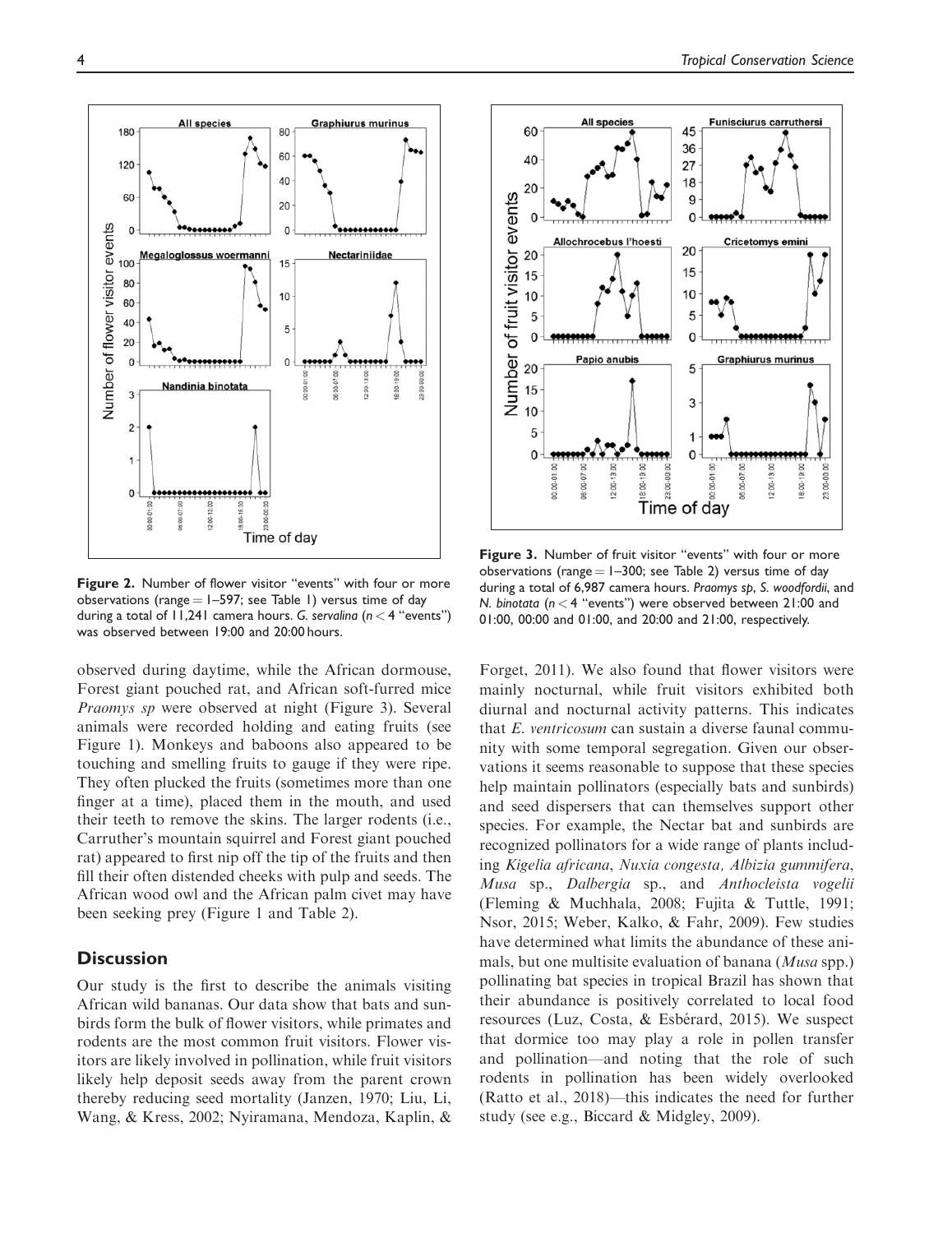Figure 2. Number of flower visitor "events" with four or more observations (range = 1–597; see Table 1) versus time of day during a total of 11,241 camera hours. *G. servalina* ($n < 4$ "events") was observed between 19:00 and 20:00 hours.

Figure 3. Number of fruit visitor "events" with four or more observations (range = 1–300; see Table 2) versus time of day during a total of 6,987 camera hours. *Praomys sp*, *S. woodfordii*, and *N. binotata* ($n < 4$ "events") were observed between 21:00 and 01:00, 00:00 and 01:00, and 20:00 and 21:00, respectively.

observed during daytime, while the African dormouse, Forest giant pouched rat, and African soft-furred mice *Praomys sp* were observed at night (Figure 3). Several animals were recorded holding and eating fruits (see Figure 1). Monkeys and baboons also appeared to be touching and smelling fruits to gauge if they were ripe. They often plucked the fruits (sometimes more than one finger at a time), placed them in the mouth, and used their teeth to remove the skins. The larger rodents (i.e., Carruther's mountain squirrel and Forest giant pouched rat) appeared to first nip off the tip of the fruits and then fill their often distended cheeks with pulp and seeds. The African wood owl and the African palm civet may have been seeking prey (Figure 1 and Table 2).

## Discussion

Our study is the first to describe the animals visiting African wild bananas. Our data show that bats and sunbirds form the bulk of flower visitors, while primates and rodents are the most common fruit visitors. Flower visitors are likely involved in pollination, while fruit visitors likely help deposit seeds away from the parent crown thereby reducing seed mortality (Janzen, 1970; Liu, Li, Wang, & Kress, 2002; Nyiramana, Mendoza, Kaplin, & Forget, 2011). We also found that flower visitors were mainly nocturnal, while fruit visitors exhibited both diurnal and nocturnal activity patterns. This indicates that *E. ventricosum* can sustain a diverse faunal community with some temporal segregation. Given our observations it seems reasonable to suppose that these species help maintain pollinators (especially bats and sunbirds) and seed dispersers that can themselves support other species. For example, the Nectar bat and sunbirds are recognized pollinators for a wide range of plants including *Kigelia africana*, *Nuxia congesta, Albizia gummifera*, *Musa* sp., *Dalbergia* sp., and *Anthocleista vogelii* (Fleming & Muchhala, 2008; Fujita & Tuttle, 1991; Nsor, 2015; Weber, Kalko, & Fahr, 2009). Few studies have determined what limits the abundance of these animals, but one multisite evaluation of banana (*Musa* spp.) pollinating bat species in tropical Brazil has shown that their abundance is positively correlated to local food resources (Luz, Costa, & Esbérard, 2015). We suspect that dormice too may play a role in pollen transfer and pollination—and noting that the role of such rodents in pollination has been widely overlooked (Ratto et al., 2018)—this indicates the need for further study (see e.g., Biccard & Midgley, 2009).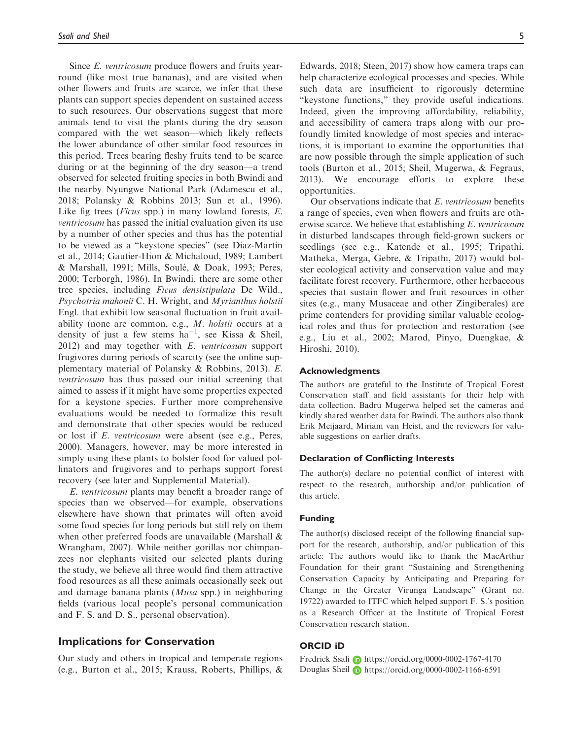Since *E. ventricosum* produce flowers and fruits year-round (like most true bananas), and are visited when other flowers and fruits are scarce, we infer that these plants can support species dependent on sustained access to such resources. Our observations suggest that more animals tend to visit the plants during the dry season compared with the wet season—which likely reflects the lower abundance of other similar food resources in this period. Trees bearing fleshy fruits tend to be scarce during or at the beginning of the dry season—a trend observed for selected fruiting species in both Bwindi and the nearby Nyungwe National Park (Adamescu et al., 2018; Polansky & Robbins 2013; Sun et al., 1996). Like fig trees (*Ficus* spp.) in many lowland forests, *E. ventricosum* has passed the initial evaluation given its use by a number of other species and thus has the potential to be viewed as a "keystone species" (see Diaz-Martin et al., 2014; Gautier-Hion & Michaloud, 1989; Lambert & Marshall, 1991; Mills, Soulé, & Doak, 1993; Peres, 2000; Terborgh, 1986). In Bwindi, there are some other tree species, including *Ficus densistipulata* De Wild., *Psychotria mahonii* C. H. Wright, and *Myrianthus holstii* Engl. that exhibit low seasonal fluctuation in fruit availability (none are common, e.g., *M. holstii* occurs at a density of just a few stems $\mathrm{ha}^{-1}$, see Kissa & Sheil, 2012) and may together with *E. ventricosum* support frugivores during periods of scarcity (see the online supplementary material of Polansky & Robbins, 2013). *E. ventricosum* has thus passed our initial screening that aimed to assess if it might have some properties expected for a keystone species. Further more comprehensive evaluations would be needed to formalize this result and demonstrate that other species would be reduced or lost if *E. ventricosum* were absent (see e.g., Peres, 2000). Managers, however, may be more interested in simply using these plants to bolster food for valued pollinators and frugivores and to perhaps support forest recovery (see later and Supplemental Material).

*E. ventricosum* plants may benefit a broader range of species than we observed—for example, observations elsewhere have shown that primates will often avoid some food species for long periods but still rely on them when other preferred foods are unavailable (Marshall & Wrangham, 2007). While neither gorillas nor chimpanzees nor elephants visited our selected plants during the study, we believe all three would find them attractive food resources as all these animals occasionally seek out and damage banana plants (*Musa* spp.) in neighboring fields (various local people's personal communication and F. S. and D. S., personal observation).

## Implications for Conservation

Our study and others in tropical and temperate regions (e.g., Burton et al., 2015; Krauss, Roberts, Phillips, & Edwards, 2018; Steen, 2017) show how camera traps can help characterize ecological processes and species. While such data are insufficient to rigorously determine "keystone functions," they provide useful indications. Indeed, given the improving affordability, reliability, and accessibility of camera traps along with our profoundly limited knowledge of most species and interactions, it is important to examine the opportunities that are now possible through the simple application of such tools (Burton et al., 2015; Sheil, Mugerwa, & Fegraus, 2013). We encourage efforts to explore these opportunities.

Our observations indicate that *E. ventricosum* benefits a range of species, even when flowers and fruits are otherwise scarce. We believe that establishing *E. ventricosum* in disturbed landscapes through field-grown suckers or seedlings (see e.g., Katende et al., 1995; Tripathi, Matheka, Merga, Gebre, & Tripathi, 2017) would bolster ecological activity and conservation value and may facilitate forest recovery. Furthermore, other herbaceous species that sustain flower and fruit resources in other sites (e.g., many Musaceae and other Zingiberales) are prime contenders for providing similar valuable ecological roles and thus for protection and restoration (see e.g., Liu et al., 2002; Marod, Pinyo, Duengkae, & Hiroshi, 2010).

### Acknowledgments

The authors are grateful to the Institute of Tropical Forest Conservation staff and field assistants for their help with data collection. Badru Mugerwa helped set the cameras and kindly shared weather data for Bwindi. The authors also thank Erik Meijaard, Miriam van Heist, and the reviewers for valuable suggestions on earlier drafts.

### Declaration of Conflicting Interests

The author(s) declare no potential conflict of interest with respect to the research, authorship and/or publication of this article.

### Funding

The author(s) disclosed receipt of the following financial support for the research, authorship, and/or publication of this article: The authors would like to thank the MacArthur Foundation for their grant "Sustaining and Strengthening Conservation Capacity by Anticipating and Preparing for Change in the Greater Virunga Landscape" (Grant no. 19722) awarded to ITFC which helped support F. S.'s position as a Research Officer at the Institute of Tropical Forest Conservation research station.

### ORCID iD

Fredrick Ssali https://orcid.org/0000-0002-1767-4170
Douglas Sheil https://orcid.org/0000-0002-1166-6591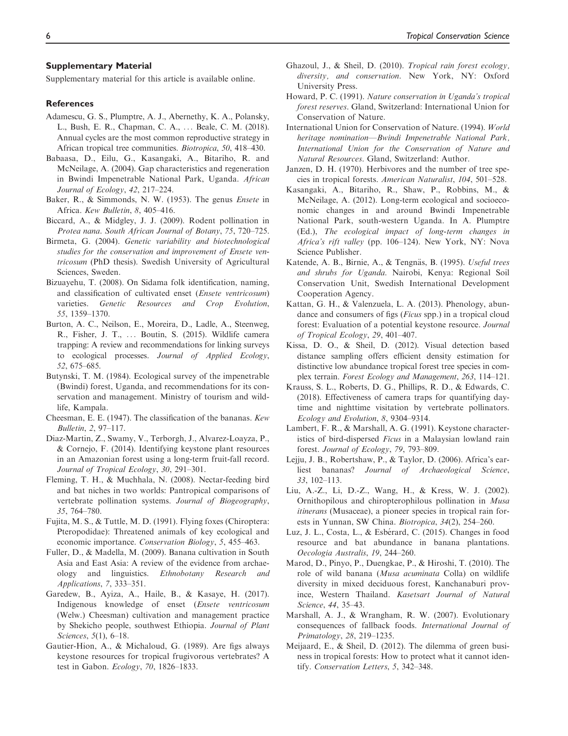## Supplementary Material

Supplementary material for this article is available online.

## References

Adamescu, G. S., Plumptre, A. J., Abernethy, K. A., Polansky, L., Bush, E. R., Chapman, C. A., ... Beale, C. M. (2018). Annual cycles are the most common reproductive strategy in African tropical tree communities. *Biotropica*, *50*, 418–430.

Babaasa, D., Eilu, G., Kasangaki, A., Bitariho, R. and McNeilage, A. (2004). Gap characteristics and regeneration in Bwindi Impenetrable National Park, Uganda. *African Journal of Ecology*, *42*, 217–224.

Baker, R., & Simmonds, N. W. (1953). The genus *Ensete* in Africa. *Kew Bulletin*, *8*, 405–416.

Biccard, A., & Midgley, J. J. (2009). Rodent pollination in *Protea nana*. *South African Journal of Botany*, *75*, 720–725.

Birmeta, G. (2004). *Genetic variability and biotechnological studies for the conservation and improvement of Ensete ventricosum* (PhD thesis). Swedish University of Agricultural Sciences, Sweden.

Bizuayehu, T. (2008). On Sidama folk identification, naming, and classification of cultivated enset (*Ensete ventricosum*) varieties. *Genetic Resources and Crop Evolution*, *55*, 1359–1370.

Burton, A. C., Neilson, E., Moreira, D., Ladle, A., Steenweg, R., Fisher, J. T., ... Boutin, S. (2015). Wildlife camera trapping: A review and recommendations for linking surveys to ecological processes. *Journal of Applied Ecology*, *52*, 675–685.

Butynski, T. M. (1984). Ecological survey of the impenetrable (Bwindi) forest, Uganda, and recommendations for its conservation and management. Ministry of tourism and wildlife, Kampala.

Cheesman, E. E. (1947). The classification of the bananas. *Kew Bulletin*, *2*, 97–117.

Diaz-Martin, Z., Swamy, V., Terborgh, J., Alvarez-Loayza, P., & Cornejo, F. (2014). Identifying keystone plant resources in an Amazonian forest using a long-term fruit-fall record. *Journal of Tropical Ecology*, *30*, 291–301.

Fleming, T. H., & Muchhala, N. (2008). Nectar-feeding bird and bat niches in two worlds: Pantropical comparisons of vertebrate pollination systems. *Journal of Biogeography*, *35*, 764–780.

Fujita, M. S., & Tuttle, M. D. (1991). Flying foxes (Chiroptera: Pteropodidae): Threatened animals of key ecological and economic importance. *Conservation Biology*, *5*, 455–463.

Fuller, D., & Madella, M. (2009). Banana cultivation in South Asia and East Asia: A review of the evidence from archaeology and linguistics. *Ethnobotany Research and Applications*, *7*, 333–351.

Garedew, B., Ayiza, A., Haile, B., & Kasaye, H. (2017). Indigenous knowledge of enset (*Ensete ventricosum* (Welw.) Cheesman) cultivation and management practice by Shekicho people, southwest Ethiopia. *Journal of Plant Sciences*, *5*(1), 6–18.

Gautier-Hion, A., & Michaloud, G. (1989). Are figs always keystone resources for tropical frugivorous vertebrates? A test in Gabon. *Ecology*, *70*, 1826–1833.

Ghazoul, J., & Sheil, D. (2010). *Tropical rain forest ecology, diversity, and conservation*. New York, NY: Oxford University Press.

Howard, P. C. (1991). *Nature conservation in Uganda's tropical forest reserves*. Gland, Switzerland: International Union for Conservation of Nature.

International Union for Conservation of Nature. (1994). *World heritage nomination—Bwindi Impenetrable National Park, International Union for the Conservation of Nature and Natural Resources*. Gland, Switzerland: Author.

Janzen, D. H. (1970). Herbivores and the number of tree species in tropical forests. *American Naturalist*, *104*, 501–528.

Kasangaki, A., Bitariho, R., Shaw, P., Robbins, M., & McNeilage, A. (2012). Long-term ecological and socioeconomic changes in and around Bwindi Impenetrable National Park, south-western Uganda. In A. Plumptre (Ed.), *The ecological impact of long-term changes in Africa's rift valley* (pp. 106–124). New York, NY: Nova Science Publisher.

Katende, A. B., Birnie, A., & Tengnäs, B. (1995). *Useful trees and shrubs for Uganda*. Nairobi, Kenya: Regional Soil Conservation Unit, Swedish International Development Cooperation Agency.

Kattan, G. H., & Valenzuela, L. A. (2013). Phenology, abundance and consumers of figs (*Ficus* spp.) in a tropical cloud forest: Evaluation of a potential keystone resource. *Journal of Tropical Ecology*, *29*, 401–407.

Kissa, D. O., & Sheil, D. (2012). Visual detection based distance sampling offers efficient density estimation for distinctive low abundance tropical forest tree species in complex terrain. *Forest Ecology and Management*, *263*, 114–121.

Krauss, S. L., Roberts, D. G., Phillips, R. D., & Edwards, C. (2018). Effectiveness of camera traps for quantifying daytime and nighttime visitation by vertebrate pollinators. *Ecology and Evolution*, *8*, 9304–9314.

Lambert, F. R., & Marshall, A. G. (1991). Keystone characteristics of bird-dispersed *Ficus* in a Malaysian lowland rain forest. *Journal of Ecology*, *79*, 793–809.

Lejju, J. B., Robertshaw, P., & Taylor, D. (2006). Africa's earliest bananas? *Journal of Archaeological Science*, *33*, 102–113.

Liu, A.-Z., Li, D.-Z., Wang, H., & Kress, W. J. (2002). Ornithopilous and chiropterophilous pollination in *Musa itinerans* (Musaceae), a pioneer species in tropical rain forests in Yunnan, SW China. *Biotropica*, *34*(2), 254–260.

Luz, J. L., Costa, L., & Esbérard, C. (2015). Changes in food resource and bat abundance in banana plantations. *Oecologia Australis*, *19*, 244–260.

Marod, D., Pinyo, P., Duengkae, P., & Hiroshi, T. (2010). The role of wild banana (*Musa acuminata* Colla) on wildlife diversity in mixed deciduous forest, Kanchanaburi province, Western Thailand. *Kasetsart Journal of Natural Science*, *44*, 35–43.

Marshall, A. J., & Wrangham, R. W. (2007). Evolutionary consequences of fallback foods. *International Journal of Primatology*, *28*, 219–1235.

Meijaard, E., & Sheil, D. (2012). The dilemma of green business in tropical forests: How to protect what it cannot identify. *Conservation Letters*, *5*, 342–348.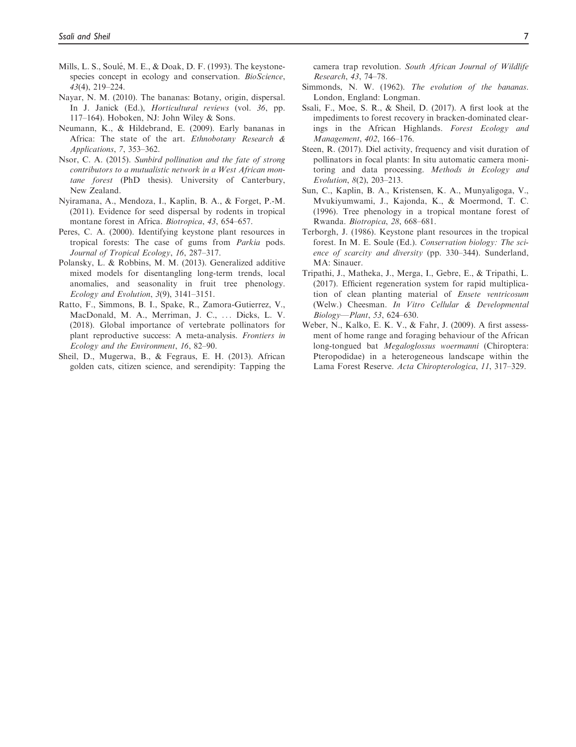Mills, L. S., Soulé, M. E., & Doak, D. F. (1993). The keystone-species concept in ecology and conservation. *BioScience*, *43*(4), 219–224.

Nayar, N. M. (2010). The bananas: Botany, origin, dispersal. In J. Janick (Ed.), *Horticultural reviews* (vol. *36*, pp. 117–164). Hoboken, NJ: John Wiley & Sons.

Neumann, K., & Hildebrand, E. (2009). Early bananas in Africa: The state of the art. *Ethnobotany Research & Applications*, *7*, 353–362.

Nsor, C. A. (2015). *Sunbird pollination and the fate of strong contributors to a mutualistic network in a West African montane forest* (PhD thesis). University of Canterbury, New Zealand.

Nyiramana, A., Mendoza, I., Kaplin, B. A., & Forget, P.-M. (2011). Evidence for seed dispersal by rodents in tropical montane forest in Africa. *Biotropica*, *43*, 654–657.

Peres, C. A. (2000). Identifying keystone plant resources in tropical forests: The case of gums from *Parkia* pods. *Journal of Tropical Ecology*, *16*, 287–317.

Polansky, L. & Robbins, M. M. (2013). Generalized additive mixed models for disentangling long-term trends, local anomalies, and seasonality in fruit tree phenology. *Ecology and Evolution*, *3*(9), 3141–3151.

Ratto, F., Simmons, B. I., Spake, R., Zamora-Gutierrez, V., MacDonald, M. A., Merriman, J. C., ... Dicks, L. V. (2018). Global importance of vertebrate pollinators for plant reproductive success: A meta-analysis. *Frontiers in Ecology and the Environment*, *16*, 82–90.

Sheil, D., Mugerwa, B., & Fegraus, E. H. (2013). African golden cats, citizen science, and serendipity: Tapping the camera trap revolution. *South African Journal of Wildlife Research*, *43*, 74–78.

Simmonds, N. W. (1962). *The evolution of the bananas*. London, England: Longman.

Ssali, F., Moe, S. R., & Sheil, D. (2017). A first look at the impediments to forest recovery in bracken-dominated clearings in the African Highlands. *Forest Ecology and Management*, *402*, 166–176.

Steen, R. (2017). Diel activity, frequency and visit duration of pollinators in focal plants: In situ automatic camera monitoring and data processing. *Methods in Ecology and Evolution*, *8*(2), 203–213.

Sun, C., Kaplin, B. A., Kristensen, K. A., Munyaligoga, V., Mvukiyumwami, J., Kajonda, K., & Moermond, T. C. (1996). Tree phenology in a tropical montane forest of Rwanda. *Biotropica*, *28*, 668–681.

Terborgh, J. (1986). Keystone plant resources in the tropical forest. In M. E. Soule (Ed.). *Conservation biology: The science of scarcity and diversity* (pp. 330–344). Sunderland, MA: Sinauer.

Tripathi, J., Matheka, J., Merga, I., Gebre, E., & Tripathi, L. (2017). Efficient regeneration system for rapid multiplication of clean planting material of *Ensete ventricosum* (Welw.) Cheesman. *In Vitro Cellular & Developmental Biology—Plant*, *53*, 624–630.

Weber, N., Kalko, E. K. V., & Fahr, J. (2009). A first assessment of home range and foraging behaviour of the African long-tongued bat *Megaloglossus woermanni* (Chiroptera: Pteropodidae) in a heterogeneous landscape within the Lama Forest Reserve. *Acta Chiropterologica*, *11*, 317–329.